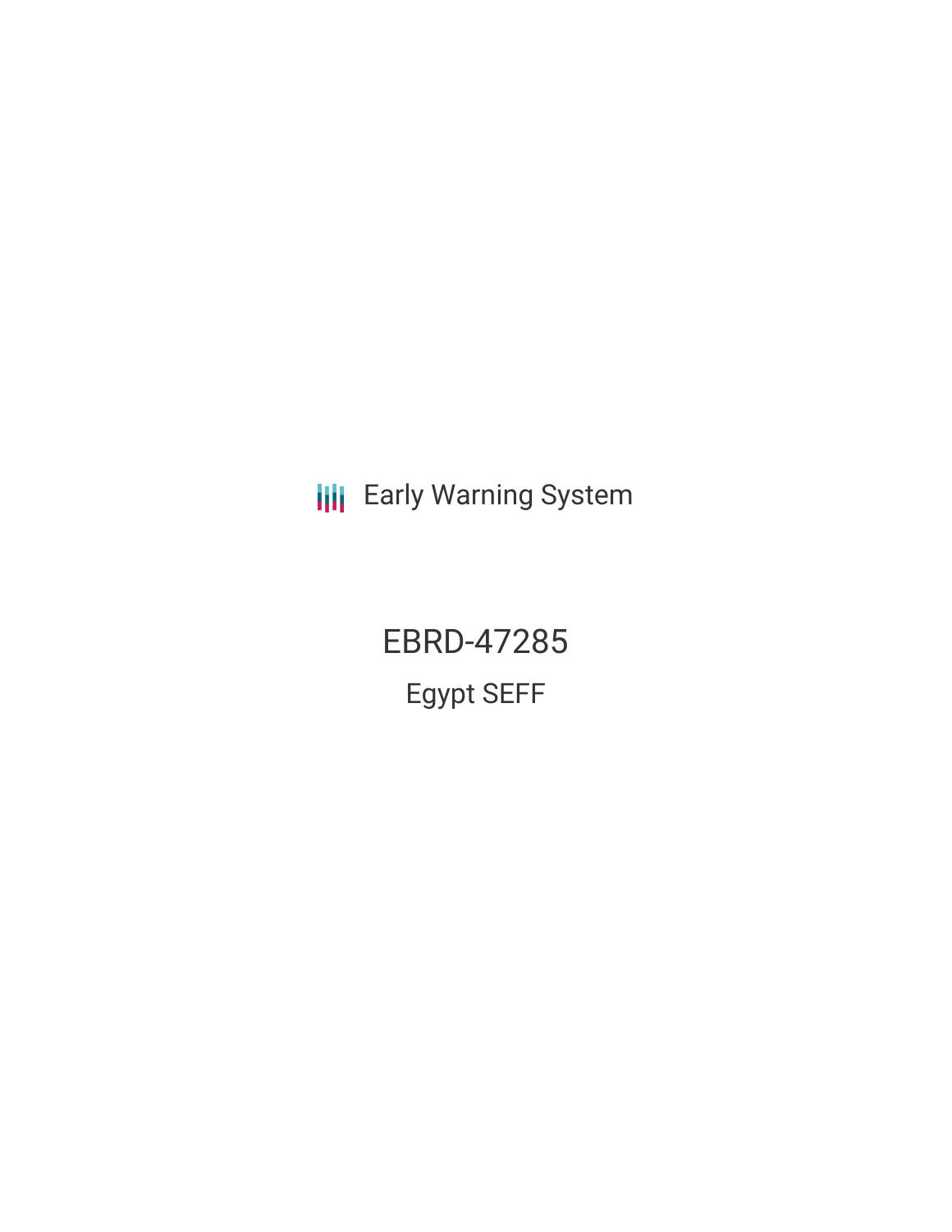Early Warning System

# EBRD-47285

## Egypt SEFF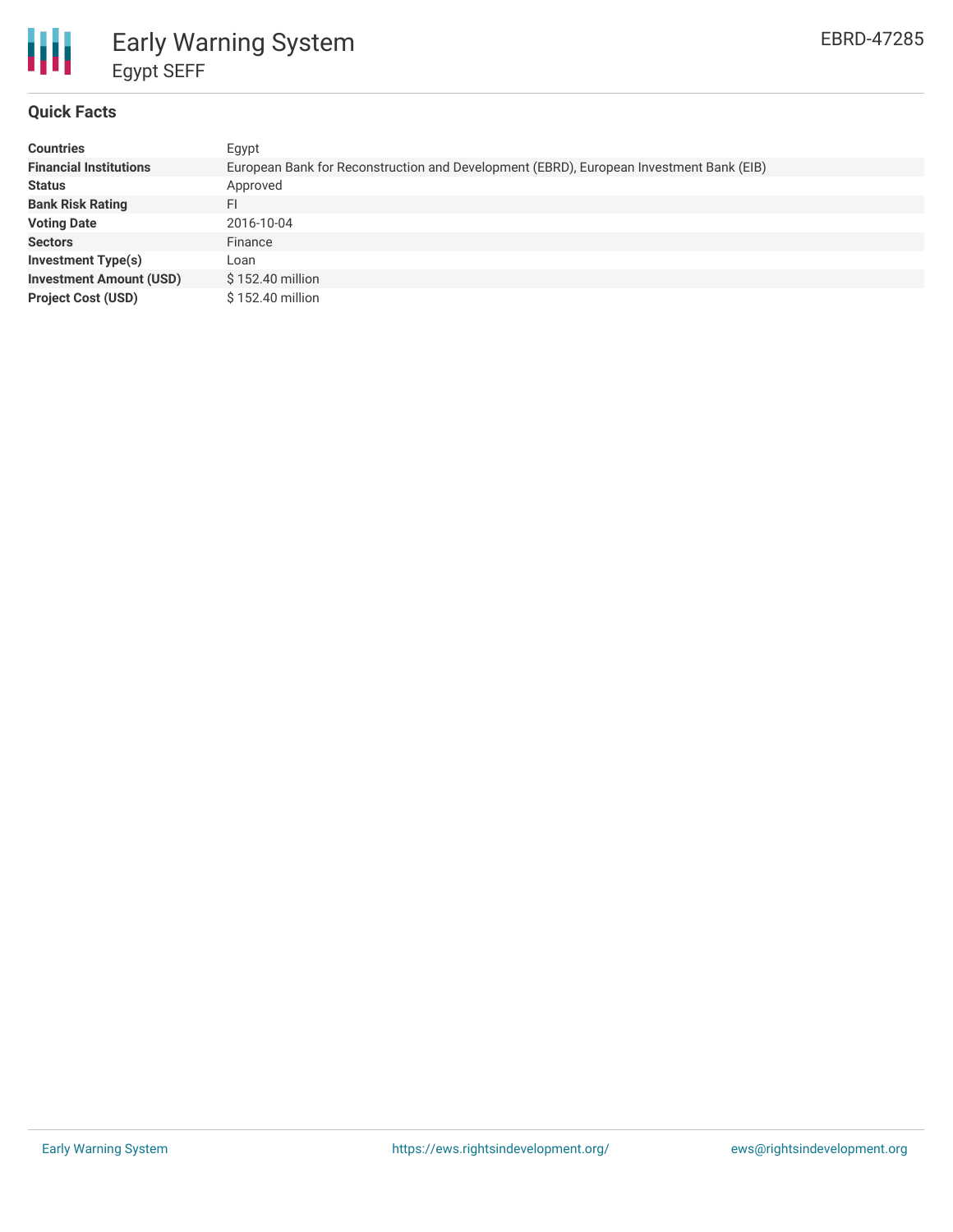# Early Warning System

## Egypt SEFF

EBRD-47285

### Quick Facts

| | |
|---|---|
| **Countries** | Egypt |
| **Financial Institutions** | European Bank for Reconstruction and Development (EBRD), European Investment Bank (EIB) |
| **Status** | Approved |
| **Bank Risk Rating** | FI |
| **Voting Date** | 2016-10-04 |
| **Sectors** | Finance |
| **Investment Type(s)** | Loan |
| **Investment Amount (USD)** | $ 152.40 million |
| **Project Cost (USD)** | $ 152.40 million |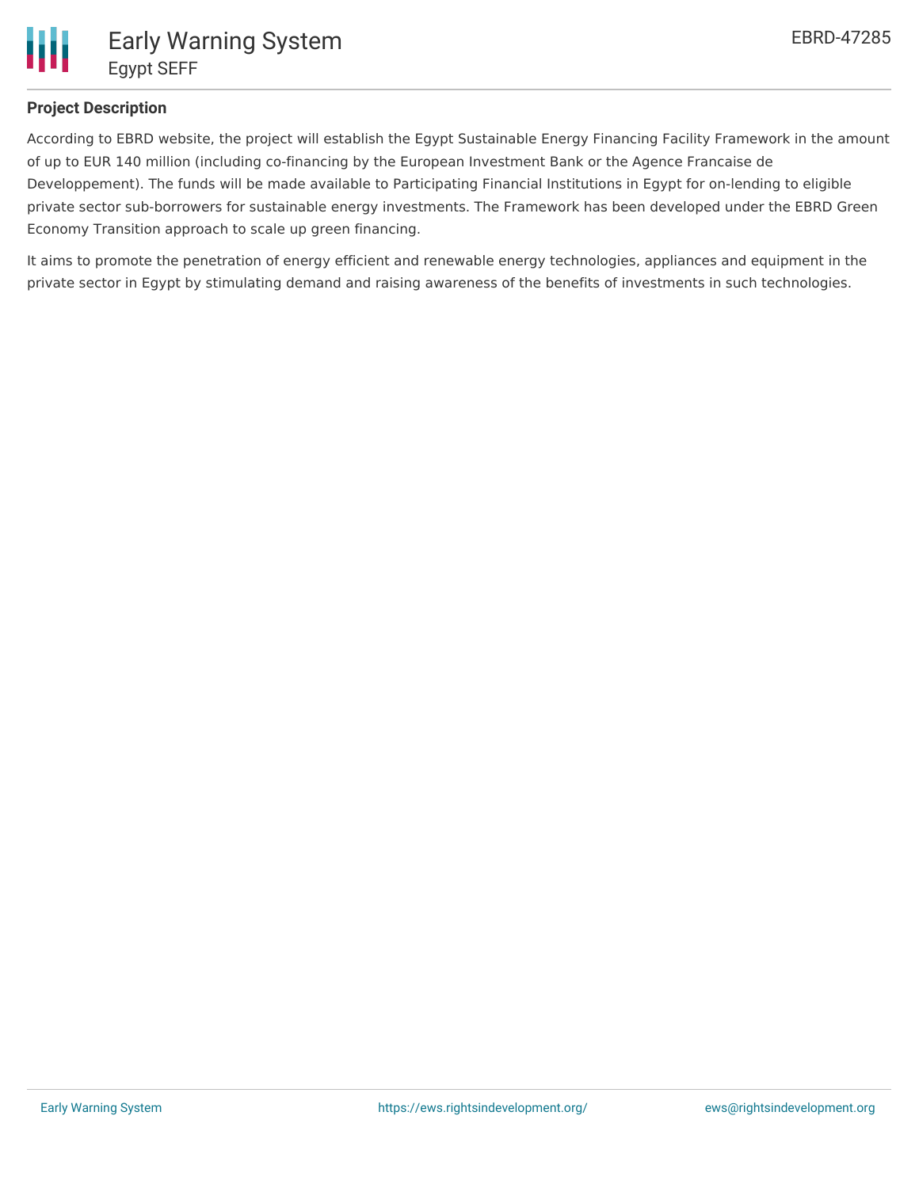## Project Description

According to EBRD website, the project will establish the Egypt Sustainable Energy Financing Facility Framework in the amount of up to EUR 140 million (including co-financing by the European Investment Bank or the Agence Francaise de Developpement). The funds will be made available to Participating Financial Institutions in Egypt for on-lending to eligible private sector sub-borrowers for sustainable energy investments. The Framework has been developed under the EBRD Green Economy Transition approach to scale up green financing.

It aims to promote the penetration of energy efficient and renewable energy technologies, appliances and equipment in the private sector in Egypt by stimulating demand and raising awareness of the benefits of investments in such technologies.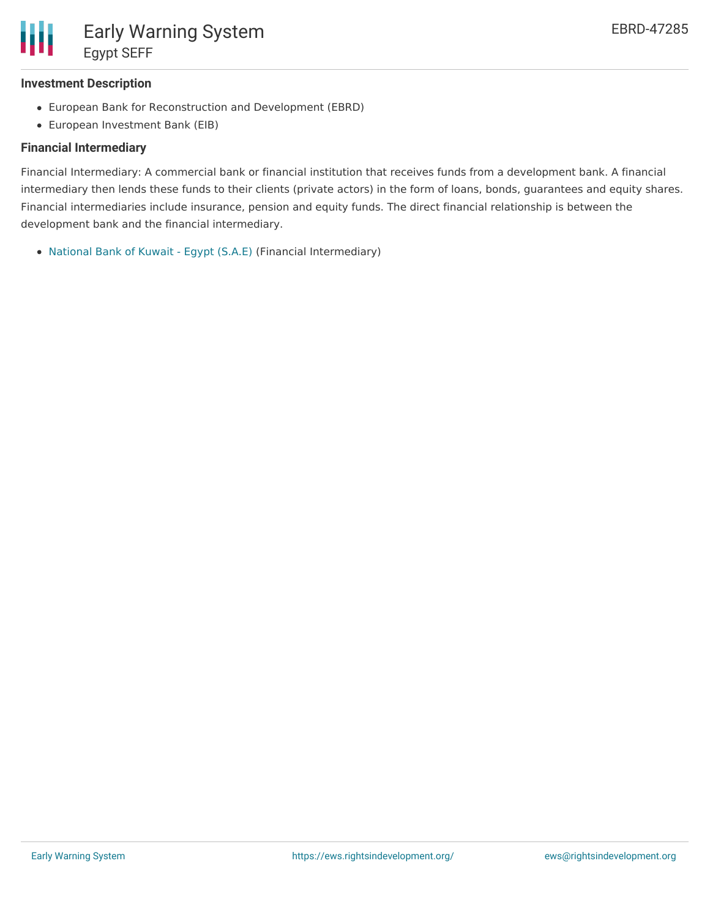### Investment Description

- European Bank for Reconstruction and Development (EBRD)
- European Investment Bank (EIB)

### Financial Intermediary

Financial Intermediary: A commercial bank or financial institution that receives funds from a development bank. A financial intermediary then lends these funds to their clients (private actors) in the form of loans, bonds, guarantees and equity shares. Financial intermediaries include insurance, pension and equity funds. The direct financial relationship is between the development bank and the financial intermediary.

- National Bank of Kuwait - Egypt (S.A.E) (Financial Intermediary)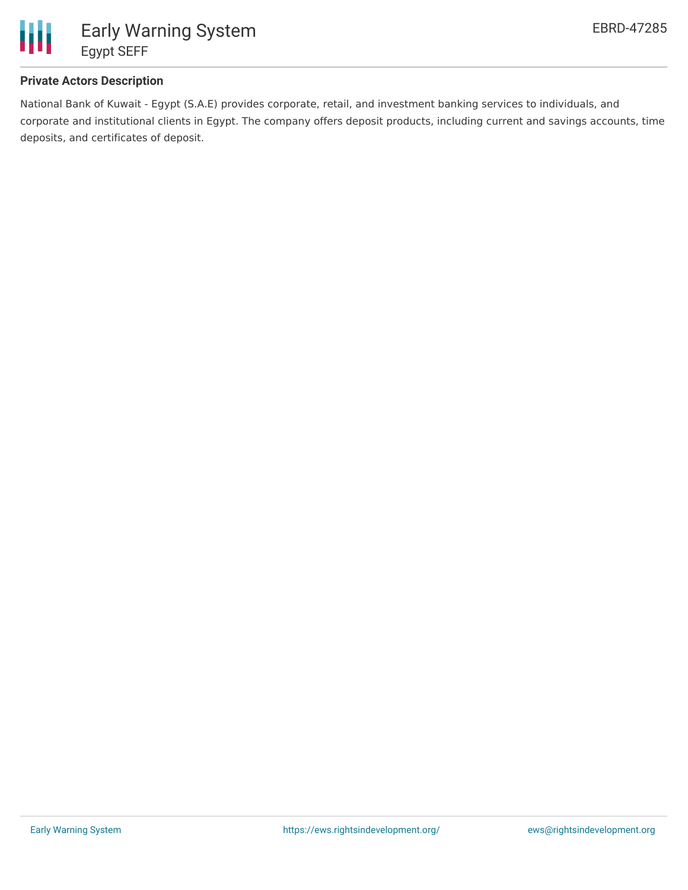**Private Actors Description**

National Bank of Kuwait - Egypt (S.A.E) provides corporate, retail, and investment banking services to individuals, and corporate and institutional clients in Egypt. The company offers deposit products, including current and savings accounts, time deposits, and certificates of deposit.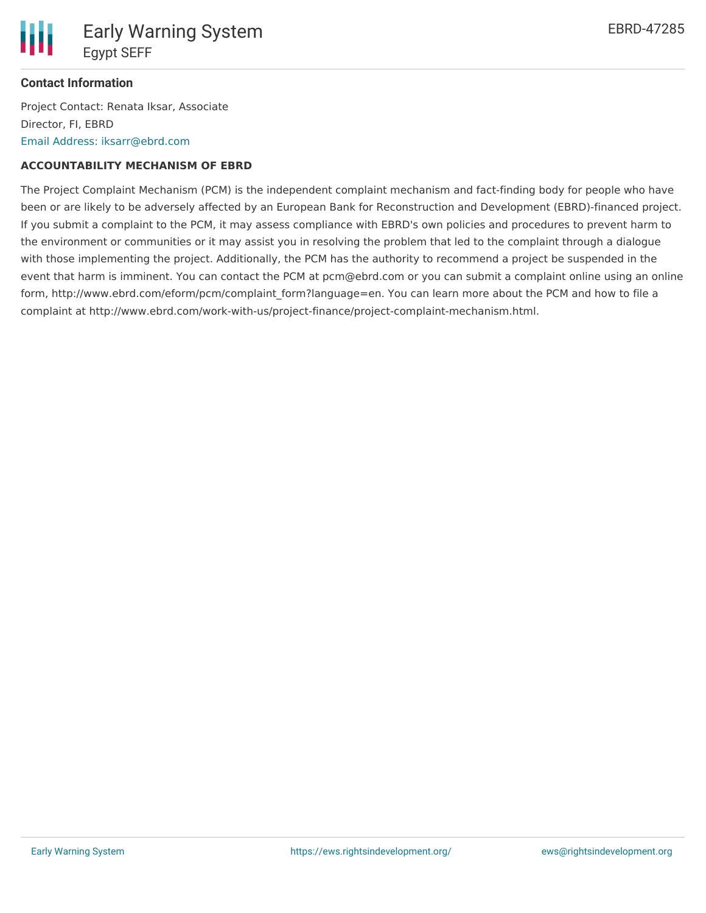#### Contact Information

Project Contact: Renata Iksar, Associate Director, FI, EBRD

Email Address: iksarr@ebrd.com

#### ACCOUNTABILITY MECHANISM OF EBRD

The Project Complaint Mechanism (PCM) is the independent complaint mechanism and fact-finding body for people who have been or are likely to be adversely affected by an European Bank for Reconstruction and Development (EBRD)-financed project. If you submit a complaint to the PCM, it may assess compliance with EBRD's own policies and procedures to prevent harm to the environment or communities or it may assist you in resolving the problem that led to the complaint through a dialogue with those implementing the project. Additionally, the PCM has the authority to recommend a project be suspended in the event that harm is imminent. You can contact the PCM at pcm@ebrd.com or you can submit a complaint online using an online form, http://www.ebrd.com/eform/pcm/complaint_form?language=en. You can learn more about the PCM and how to file a complaint at http://www.ebrd.com/work-with-us/project-finance/project-complaint-mechanism.html.